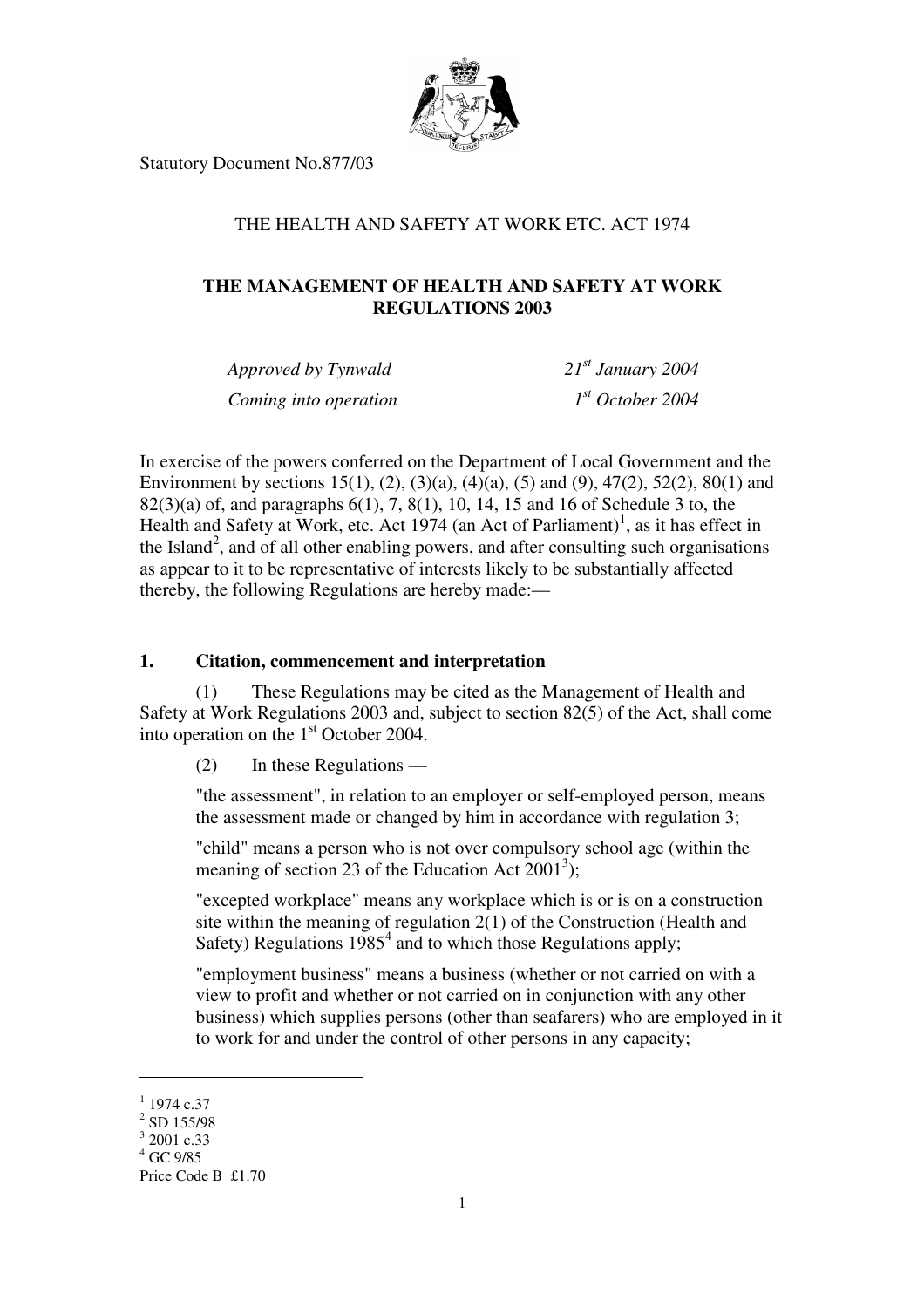Statutory Document No.877/03

THE HEALTH AND SAFETY AT WORK ETC. ACT 1974

# THE MANAGEMENT OF HEALTH AND SAFETY AT WORK REGULATIONS 2003

| | |
|---|---|
| *Approved by Tynwald* | *21st January 2004* |
| *Coming into operation* | *1st October 2004* |

In exercise of the powers conferred on the Department of Local Government and the Environment by sections 15(1), (2), (3)(a), (4)(a), (5) and (9), 47(2), 52(2), 80(1) and 82(3)(a) of, and paragraphs 6(1), 7, 8(1), 10, 14, 15 and 16 of Schedule 3 to, the Health and Safety at Work, etc. Act 1974 (an Act of Parliament)[1], as it has effect in the Island[2], and of all other enabling powers, and after consulting such organisations as appear to it to be representative of interests likely to be substantially affected thereby, the following Regulations are hereby made:—

## 1. Citation, commencement and interpretation

(1) These Regulations may be cited as the Management of Health and Safety at Work Regulations 2003 and, subject to section 82(5) of the Act, shall come into operation on the 1st October 2004.

(2) In these Regulations —

"the assessment", in relation to an employer or self-employed person, means the assessment made or changed by him in accordance with regulation 3;

"child" means a person who is not over compulsory school age (within the meaning of section 23 of the Education Act 2001[3]);

"excepted workplace" means any workplace which is or is on a construction site within the meaning of regulation 2(1) of the Construction (Health and Safety) Regulations 1985[4] and to which those Regulations apply;

"employment business" means a business (whether or not carried on with a view to profit and whether or not carried on in conjunction with any other business) which supplies persons (other than seafarers) who are employed in it to work for and under the control of other persons in any capacity;

---

[1] 1974 c.37
[2] SD 155/98
[3] 2001 c.33
[4] GC 9/85

Price Code B £1.70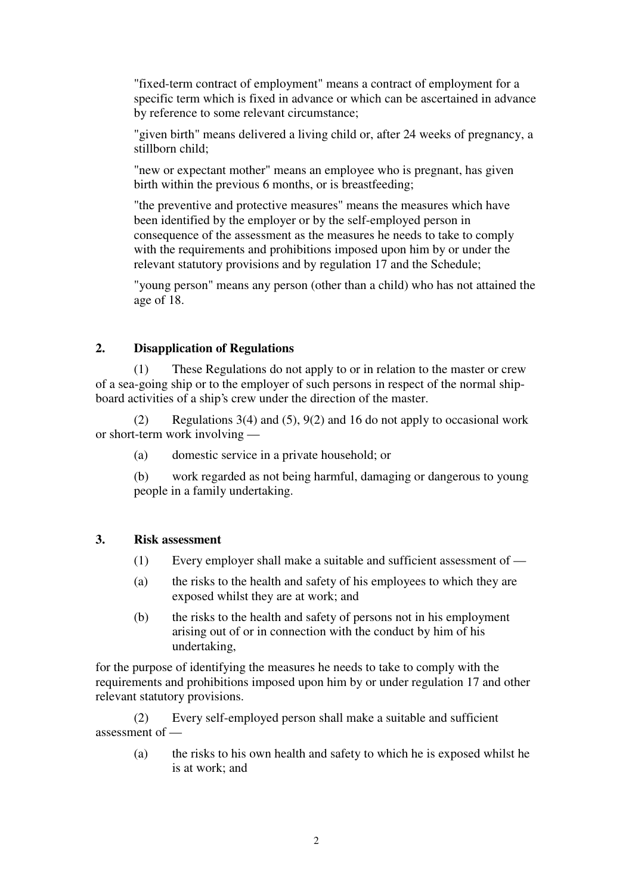"fixed-term contract of employment" means a contract of employment for a specific term which is fixed in advance or which can be ascertained in advance by reference to some relevant circumstance;

"given birth" means delivered a living child or, after 24 weeks of pregnancy, a stillborn child;

"new or expectant mother" means an employee who is pregnant, has given birth within the previous 6 months, or is breastfeeding;

"the preventive and protective measures" means the measures which have been identified by the employer or by the self-employed person in consequence of the assessment as the measures he needs to take to comply with the requirements and prohibitions imposed upon him by or under the relevant statutory provisions and by regulation 17 and the Schedule;

"young person" means any person (other than a child) who has not attained the age of 18.

## 2. Disapplication of Regulations

(1) These Regulations do not apply to or in relation to the master or crew of a sea-going ship or to the employer of such persons in respect of the normal ship-board activities of a ship's crew under the direction of the master.

(2) Regulations 3(4) and (5), 9(2) and 16 do not apply to occasional work or short-term work involving —

(a) domestic service in a private household; or

(b) work regarded as not being harmful, damaging or dangerous to young people in a family undertaking.

## 3. Risk assessment

(1) Every employer shall make a suitable and sufficient assessment of —

(a) the risks to the health and safety of his employees to which they are exposed whilst they are at work; and

(b) the risks to the health and safety of persons not in his employment arising out of or in connection with the conduct by him of his undertaking,

for the purpose of identifying the measures he needs to take to comply with the requirements and prohibitions imposed upon him by or under regulation 17 and other relevant statutory provisions.

(2) Every self-employed person shall make a suitable and sufficient assessment of —

(a) the risks to his own health and safety to which he is exposed whilst he is at work; and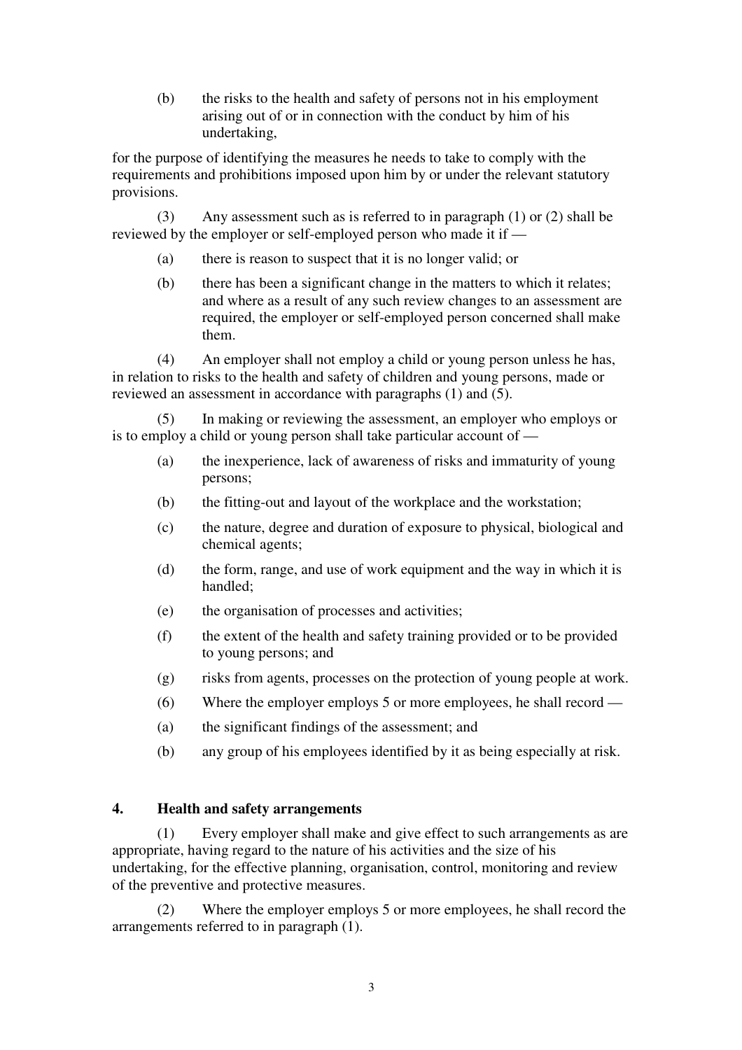(b) the risks to the health and safety of persons not in his employment arising out of or in connection with the conduct by him of his undertaking,

for the purpose of identifying the measures he needs to take to comply with the requirements and prohibitions imposed upon him by or under the relevant statutory provisions.

(3) Any assessment such as is referred to in paragraph (1) or (2) shall be reviewed by the employer or self-employed person who made it if —

(a) there is reason to suspect that it is no longer valid; or

(b) there has been a significant change in the matters to which it relates; and where as a result of any such review changes to an assessment are required, the employer or self-employed person concerned shall make them.

(4) An employer shall not employ a child or young person unless he has, in relation to risks to the health and safety of children and young persons, made or reviewed an assessment in accordance with paragraphs (1) and (5).

(5) In making or reviewing the assessment, an employer who employs or is to employ a child or young person shall take particular account of —

(a) the inexperience, lack of awareness of risks and immaturity of young persons;

(b) the fitting-out and layout of the workplace and the workstation;

(c) the nature, degree and duration of exposure to physical, biological and chemical agents;

(d) the form, range, and use of work equipment and the way in which it is handled;

(e) the organisation of processes and activities;

(f) the extent of the health and safety training provided or to be provided to young persons; and

(g) risks from agents, processes on the protection of young people at work.

(6) Where the employer employs 5 or more employees, he shall record —

(a) the significant findings of the assessment; and

(b) any group of his employees identified by it as being especially at risk.

## 4. Health and safety arrangements

(1) Every employer shall make and give effect to such arrangements as are appropriate, having regard to the nature of his activities and the size of his undertaking, for the effective planning, organisation, control, monitoring and review of the preventive and protective measures.

(2) Where the employer employs 5 or more employees, he shall record the arrangements referred to in paragraph (1).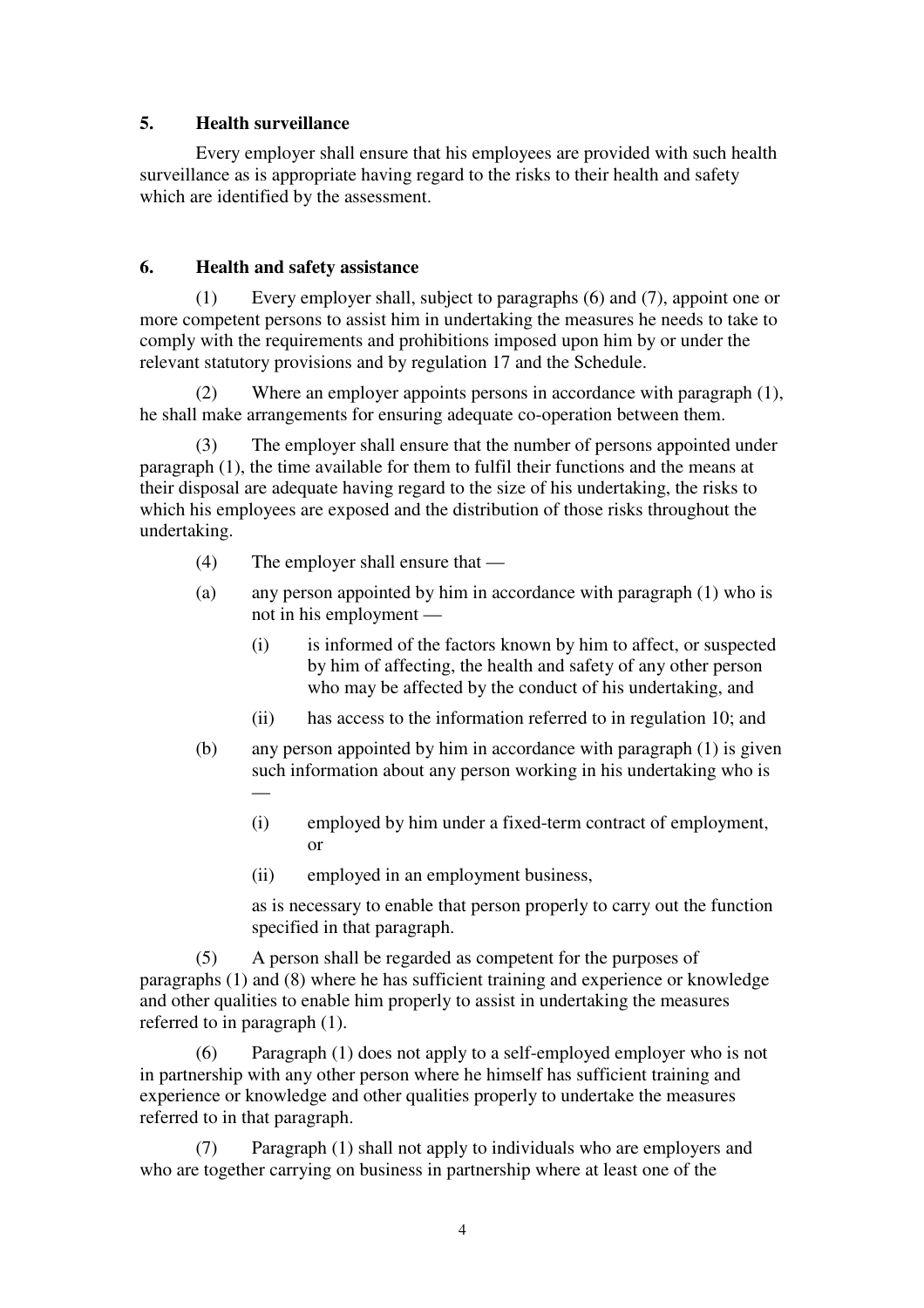## 5. Health surveillance

Every employer shall ensure that his employees are provided with such health surveillance as is appropriate having regard to the risks to their health and safety which are identified by the assessment.

## 6. Health and safety assistance

(1) Every employer shall, subject to paragraphs (6) and (7), appoint one or more competent persons to assist him in undertaking the measures he needs to take to comply with the requirements and prohibitions imposed upon him by or under the relevant statutory provisions and by regulation 17 and the Schedule.

(2) Where an employer appoints persons in accordance with paragraph (1), he shall make arrangements for ensuring adequate co-operation between them.

(3) The employer shall ensure that the number of persons appointed under paragraph (1), the time available for them to fulfil their functions and the means at their disposal are adequate having regard to the size of his undertaking, the risks to which his employees are exposed and the distribution of those risks throughout the undertaking.

(4) The employer shall ensure that —

(a) any person appointed by him in accordance with paragraph (1) who is not in his employment —

(i) is informed of the factors known by him to affect, or suspected by him of affecting, the health and safety of any other person who may be affected by the conduct of his undertaking, and

(ii) has access to the information referred to in regulation 10; and

(b) any person appointed by him in accordance with paragraph (1) is given such information about any person working in his undertaking who is —

(i) employed by him under a fixed-term contract of employment, or

(ii) employed in an employment business,

as is necessary to enable that person properly to carry out the function specified in that paragraph.

(5) A person shall be regarded as competent for the purposes of paragraphs (1) and (8) where he has sufficient training and experience or knowledge and other qualities to enable him properly to assist in undertaking the measures referred to in paragraph (1).

(6) Paragraph (1) does not apply to a self-employed employer who is not in partnership with any other person where he himself has sufficient training and experience or knowledge and other qualities properly to undertake the measures referred to in that paragraph.

(7) Paragraph (1) shall not apply to individuals who are employers and who are together carrying on business in partnership where at least one of the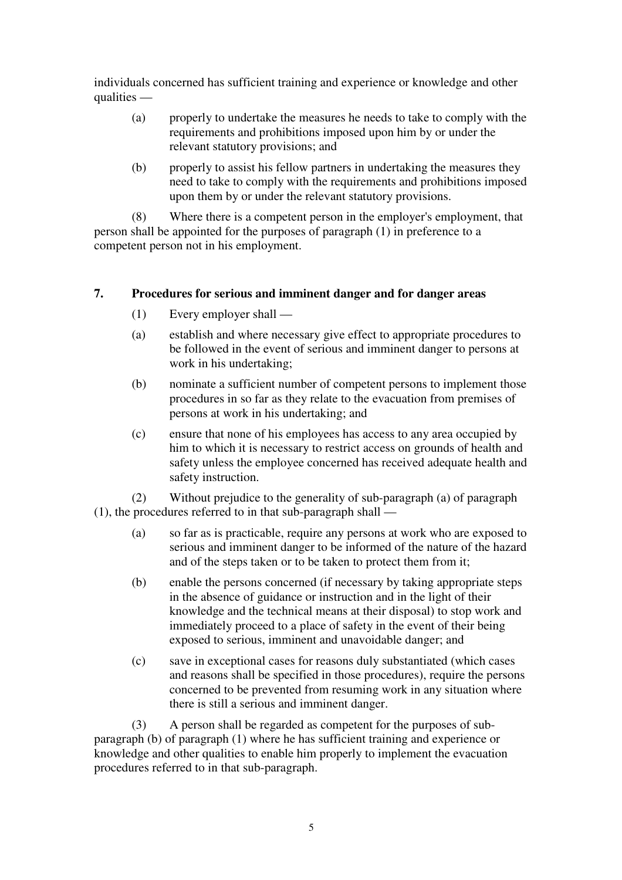individuals concerned has sufficient training and experience or knowledge and other qualities —

(a) properly to undertake the measures he needs to take to comply with the requirements and prohibitions imposed upon him by or under the relevant statutory provisions; and

(b) properly to assist his fellow partners in undertaking the measures they need to take to comply with the requirements and prohibitions imposed upon them by or under the relevant statutory provisions.

(8) Where there is a competent person in the employer's employment, that person shall be appointed for the purposes of paragraph (1) in preference to a competent person not in his employment.

## 7. Procedures for serious and imminent danger and for danger areas

(1) Every employer shall —

(a) establish and where necessary give effect to appropriate procedures to be followed in the event of serious and imminent danger to persons at work in his undertaking;

(b) nominate a sufficient number of competent persons to implement those procedures in so far as they relate to the evacuation from premises of persons at work in his undertaking; and

(c) ensure that none of his employees has access to any area occupied by him to which it is necessary to restrict access on grounds of health and safety unless the employee concerned has received adequate health and safety instruction.

(2) Without prejudice to the generality of sub-paragraph (a) of paragraph (1), the procedures referred to in that sub-paragraph shall —

(a) so far as is practicable, require any persons at work who are exposed to serious and imminent danger to be informed of the nature of the hazard and of the steps taken or to be taken to protect them from it;

(b) enable the persons concerned (if necessary by taking appropriate steps in the absence of guidance or instruction and in the light of their knowledge and the technical means at their disposal) to stop work and immediately proceed to a place of safety in the event of their being exposed to serious, imminent and unavoidable danger; and

(c) save in exceptional cases for reasons duly substantiated (which cases and reasons shall be specified in those procedures), require the persons concerned to be prevented from resuming work in any situation where there is still a serious and imminent danger.

(3) A person shall be regarded as competent for the purposes of sub-paragraph (b) of paragraph (1) where he has sufficient training and experience or knowledge and other qualities to enable him properly to implement the evacuation procedures referred to in that sub-paragraph.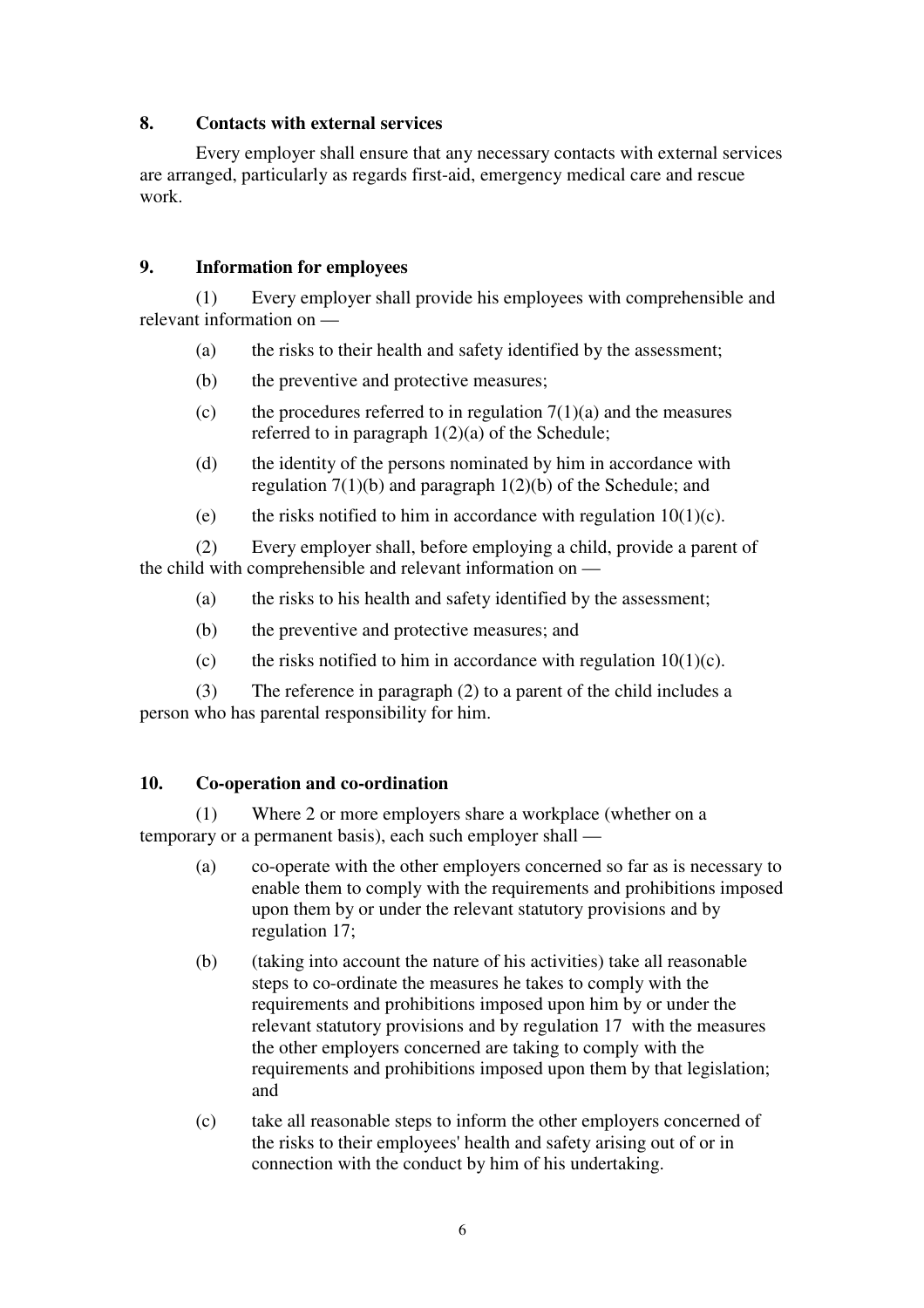## 8. Contacts with external services

Every employer shall ensure that any necessary contacts with external services are arranged, particularly as regards first-aid, emergency medical care and rescue work.

## 9. Information for employees

(1) Every employer shall provide his employees with comprehensible and relevant information on —

(a) the risks to their health and safety identified by the assessment;

(b) the preventive and protective measures;

(c) the procedures referred to in regulation 7(1)(a) and the measures referred to in paragraph 1(2)(a) of the Schedule;

(d) the identity of the persons nominated by him in accordance with regulation 7(1)(b) and paragraph 1(2)(b) of the Schedule; and

(e) the risks notified to him in accordance with regulation 10(1)(c).

(2) Every employer shall, before employing a child, provide a parent of the child with comprehensible and relevant information on —

(a) the risks to his health and safety identified by the assessment;

(b) the preventive and protective measures; and

(c) the risks notified to him in accordance with regulation 10(1)(c).

(3) The reference in paragraph (2) to a parent of the child includes a person who has parental responsibility for him.

## 10. Co-operation and co-ordination

(1) Where 2 or more employers share a workplace (whether on a temporary or a permanent basis), each such employer shall —

(a) co-operate with the other employers concerned so far as is necessary to enable them to comply with the requirements and prohibitions imposed upon them by or under the relevant statutory provisions and by regulation 17;

(b) (taking into account the nature of his activities) take all reasonable steps to co-ordinate the measures he takes to comply with the requirements and prohibitions imposed upon him by or under the relevant statutory provisions and by regulation 17 with the measures the other employers concerned are taking to comply with the requirements and prohibitions imposed upon them by that legislation; and

(c) take all reasonable steps to inform the other employers concerned of the risks to their employees' health and safety arising out of or in connection with the conduct by him of his undertaking.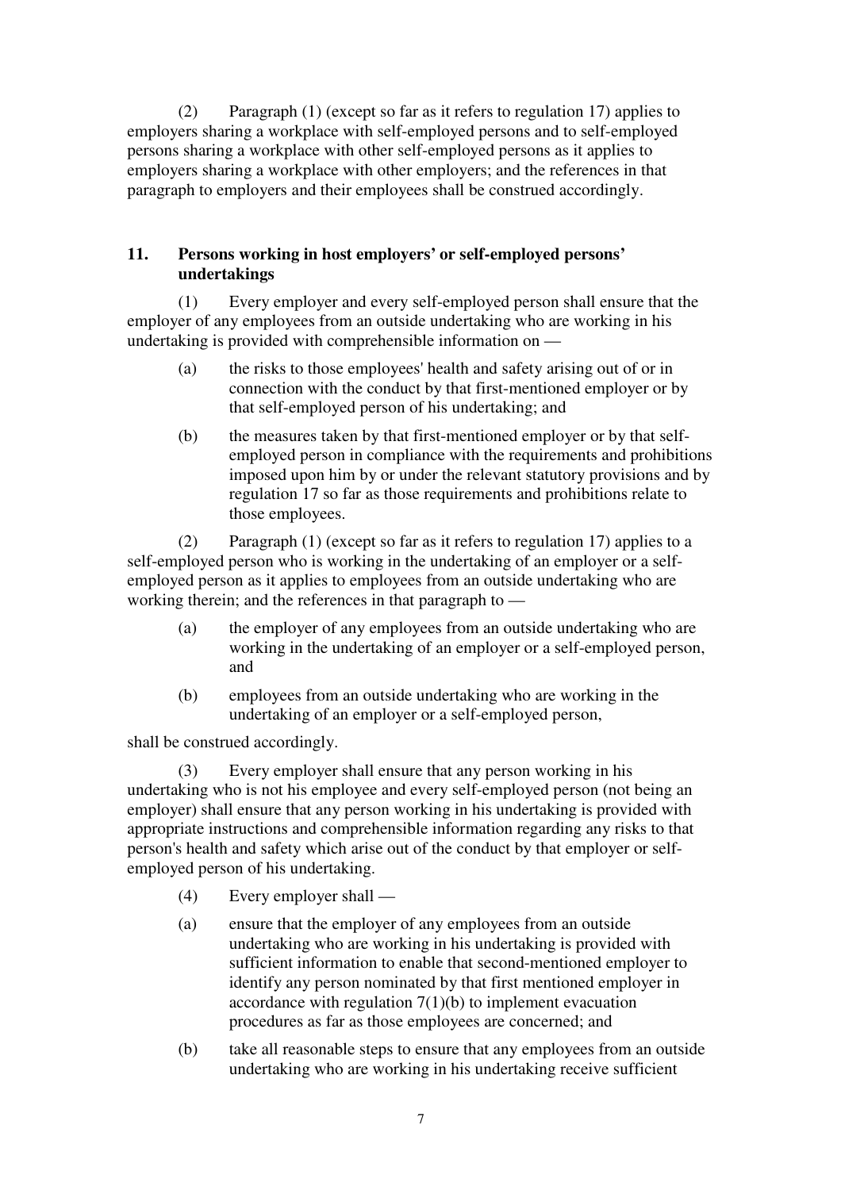(2) Paragraph (1) (except so far as it refers to regulation 17) applies to employers sharing a workplace with self-employed persons and to self-employed persons sharing a workplace with other self-employed persons as it applies to employers sharing a workplace with other employers; and the references in that paragraph to employers and their employees shall be construed accordingly.

### 11. Persons working in host employers' or self-employed persons' undertakings

(1) Every employer and every self-employed person shall ensure that the employer of any employees from an outside undertaking who are working in his undertaking is provided with comprehensible information on —

- (a) the risks to those employees' health and safety arising out of or in connection with the conduct by that first-mentioned employer or by that self-employed person of his undertaking; and
- (b) the measures taken by that first-mentioned employer or by that self-employed person in compliance with the requirements and prohibitions imposed upon him by or under the relevant statutory provisions and by regulation 17 so far as those requirements and prohibitions relate to those employees.

(2) Paragraph (1) (except so far as it refers to regulation 17) applies to a self-employed person who is working in the undertaking of an employer or a self-employed person as it applies to employees from an outside undertaking who are working therein; and the references in that paragraph to —

- (a) the employer of any employees from an outside undertaking who are working in the undertaking of an employer or a self-employed person, and
- (b) employees from an outside undertaking who are working in the undertaking of an employer or a self-employed person,

shall be construed accordingly.

(3) Every employer shall ensure that any person working in his undertaking who is not his employee and every self-employed person (not being an employer) shall ensure that any person working in his undertaking is provided with appropriate instructions and comprehensible information regarding any risks to that person's health and safety which arise out of the conduct by that employer or self-employed person of his undertaking.

(4) Every employer shall —

- (a) ensure that the employer of any employees from an outside undertaking who are working in his undertaking is provided with sufficient information to enable that second-mentioned employer to identify any person nominated by that first mentioned employer in accordance with regulation 7(1)(b) to implement evacuation procedures as far as those employees are concerned; and
- (b) take all reasonable steps to ensure that any employees from an outside undertaking who are working in his undertaking receive sufficient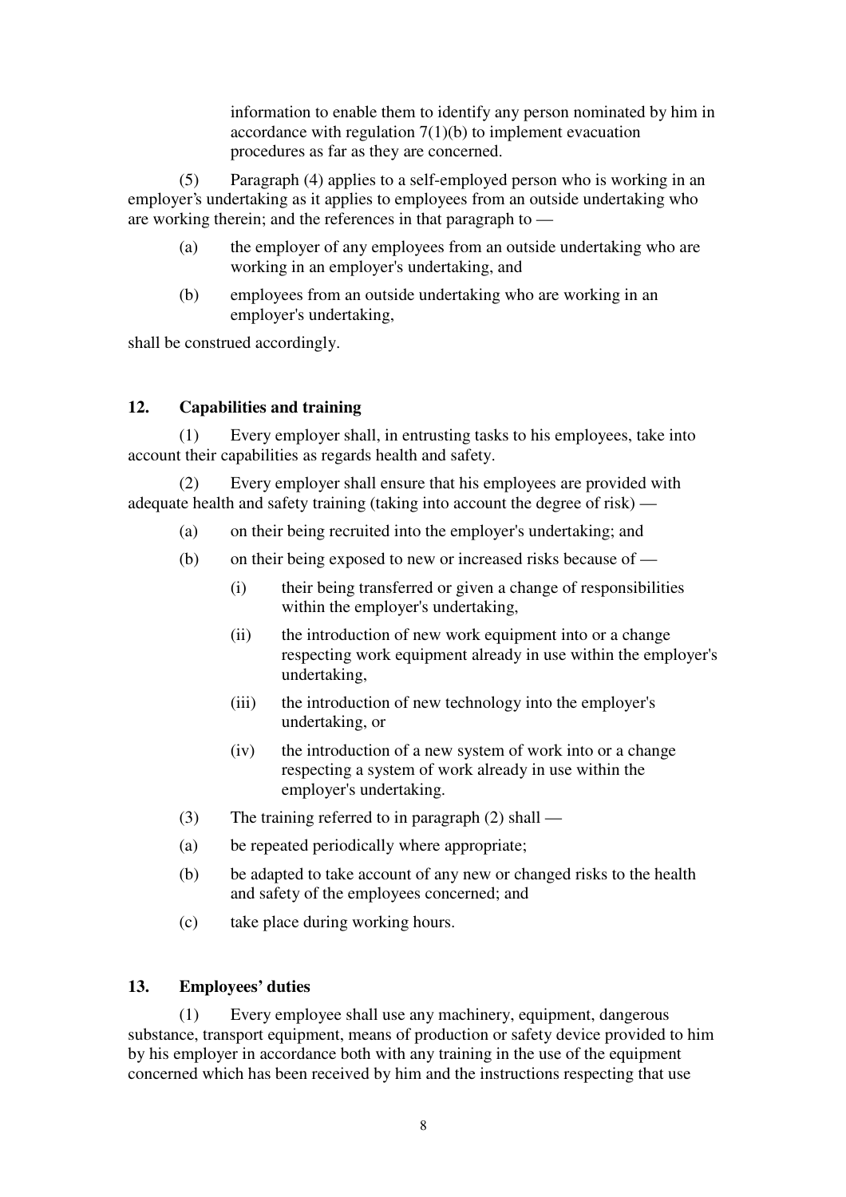information to enable them to identify any person nominated by him in accordance with regulation 7(1)(b) to implement evacuation procedures as far as they are concerned.

(5) Paragraph (4) applies to a self-employed person who is working in an employer's undertaking as it applies to employees from an outside undertaking who are working therein; and the references in that paragraph to —

(a) the employer of any employees from an outside undertaking who are working in an employer's undertaking, and

(b) employees from an outside undertaking who are working in an employer's undertaking,

shall be construed accordingly.

## 12. Capabilities and training

(1) Every employer shall, in entrusting tasks to his employees, take into account their capabilities as regards health and safety.

(2) Every employer shall ensure that his employees are provided with adequate health and safety training (taking into account the degree of risk) —

(a) on their being recruited into the employer's undertaking; and

(b) on their being exposed to new or increased risks because of —

(i) their being transferred or given a change of responsibilities within the employer's undertaking,

(ii) the introduction of new work equipment into or a change respecting work equipment already in use within the employer's undertaking,

(iii) the introduction of new technology into the employer's undertaking, or

(iv) the introduction of a new system of work into or a change respecting a system of work already in use within the employer's undertaking.

(3) The training referred to in paragraph (2) shall —

(a) be repeated periodically where appropriate;

(b) be adapted to take account of any new or changed risks to the health and safety of the employees concerned; and

(c) take place during working hours.

## 13. Employees' duties

(1) Every employee shall use any machinery, equipment, dangerous substance, transport equipment, means of production or safety device provided to him by his employer in accordance both with any training in the use of the equipment concerned which has been received by him and the instructions respecting that use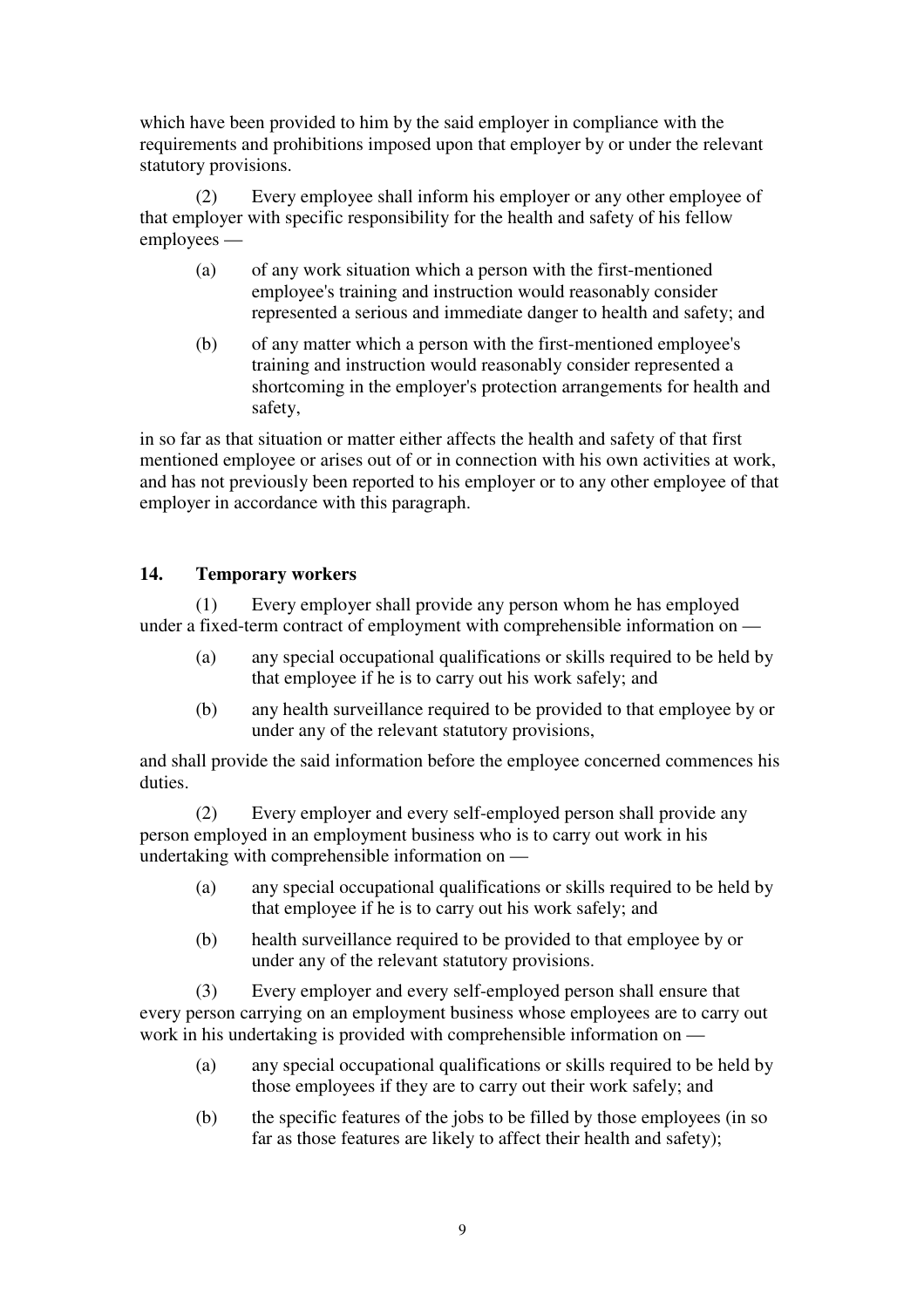which have been provided to him by the said employer in compliance with the requirements and prohibitions imposed upon that employer by or under the relevant statutory provisions.

(2) Every employee shall inform his employer or any other employee of that employer with specific responsibility for the health and safety of his fellow employees —

(a) of any work situation which a person with the first-mentioned employee's training and instruction would reasonably consider represented a serious and immediate danger to health and safety; and

(b) of any matter which a person with the first-mentioned employee's training and instruction would reasonably consider represented a shortcoming in the employer's protection arrangements for health and safety,

in so far as that situation or matter either affects the health and safety of that first mentioned employee or arises out of or in connection with his own activities at work, and has not previously been reported to his employer or to any other employee of that employer in accordance with this paragraph.

### 14. Temporary workers

(1) Every employer shall provide any person whom he has employed under a fixed-term contract of employment with comprehensible information on —

(a) any special occupational qualifications or skills required to be held by that employee if he is to carry out his work safely; and

(b) any health surveillance required to be provided to that employee by or under any of the relevant statutory provisions,

and shall provide the said information before the employee concerned commences his duties.

(2) Every employer and every self-employed person shall provide any person employed in an employment business who is to carry out work in his undertaking with comprehensible information on —

(a) any special occupational qualifications or skills required to be held by that employee if he is to carry out his work safely; and

(b) health surveillance required to be provided to that employee by or under any of the relevant statutory provisions.

(3) Every employer and every self-employed person shall ensure that every person carrying on an employment business whose employees are to carry out work in his undertaking is provided with comprehensible information on —

(a) any special occupational qualifications or skills required to be held by those employees if they are to carry out their work safely; and

(b) the specific features of the jobs to be filled by those employees (in so far as those features are likely to affect their health and safety);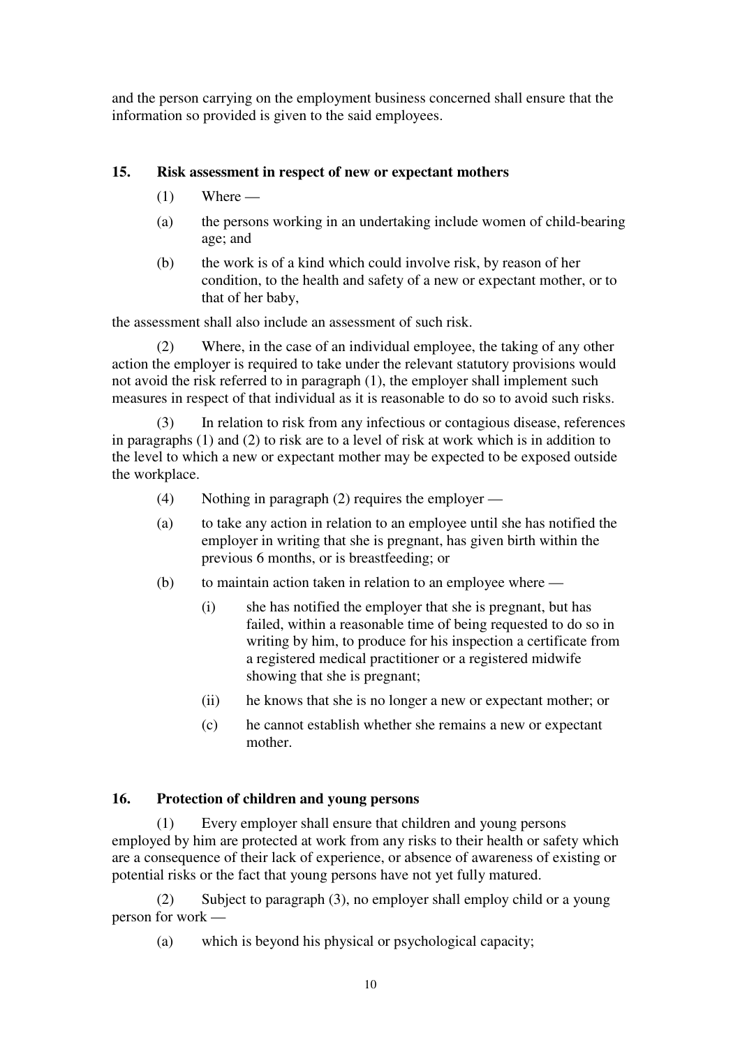and the person carrying on the employment business concerned shall ensure that the information so provided is given to the said employees.

### 15. Risk assessment in respect of new or expectant mothers

(1) Where —

(a) the persons working in an undertaking include women of child-bearing age; and

(b) the work is of a kind which could involve risk, by reason of her condition, to the health and safety of a new or expectant mother, or to that of her baby,

the assessment shall also include an assessment of such risk.

(2) Where, in the case of an individual employee, the taking of any other action the employer is required to take under the relevant statutory provisions would not avoid the risk referred to in paragraph (1), the employer shall implement such measures in respect of that individual as it is reasonable to do so to avoid such risks.

(3) In relation to risk from any infectious or contagious disease, references in paragraphs (1) and (2) to risk are to a level of risk at work which is in addition to the level to which a new or expectant mother may be expected to be exposed outside the workplace.

(4) Nothing in paragraph (2) requires the employer —

(a) to take any action in relation to an employee until she has notified the employer in writing that she is pregnant, has given birth within the previous 6 months, or is breastfeeding; or

(b) to maintain action taken in relation to an employee where —

(i) she has notified the employer that she is pregnant, but has failed, within a reasonable time of being requested to do so in writing by him, to produce for his inspection a certificate from a registered medical practitioner or a registered midwife showing that she is pregnant;

(ii) he knows that she is no longer a new or expectant mother; or

(c) he cannot establish whether she remains a new or expectant mother.

### 16. Protection of children and young persons

(1) Every employer shall ensure that children and young persons employed by him are protected at work from any risks to their health or safety which are a consequence of their lack of experience, or absence of awareness of existing or potential risks or the fact that young persons have not yet fully matured.

(2) Subject to paragraph (3), no employer shall employ child or a young person for work —

(a) which is beyond his physical or psychological capacity;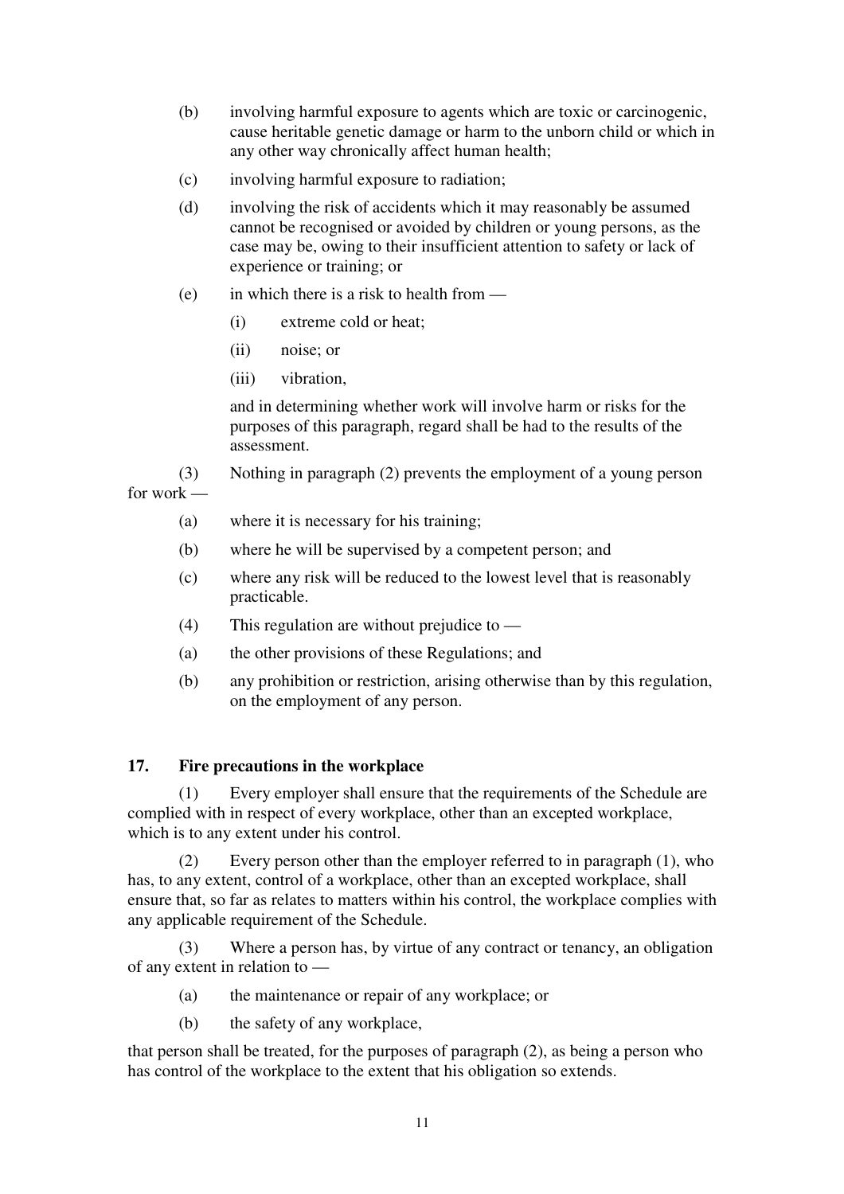(b) involving harmful exposure to agents which are toxic or carcinogenic, cause heritable genetic damage or harm to the unborn child or which in any other way chronically affect human health;

(c) involving harmful exposure to radiation;

(d) involving the risk of accidents which it may reasonably be assumed cannot be recognised or avoided by children or young persons, as the case may be, owing to their insufficient attention to safety or lack of experience or training; or

(e) in which there is a risk to health from —

(i) extreme cold or heat;

(ii) noise; or

(iii) vibration,

and in determining whether work will involve harm or risks for the purposes of this paragraph, regard shall be had to the results of the assessment.

(3) Nothing in paragraph (2) prevents the employment of a young person for work —

(a) where it is necessary for his training;

(b) where he will be supervised by a competent person; and

(c) where any risk will be reduced to the lowest level that is reasonably practicable.

(4) This regulation are without prejudice to —

(a) the other provisions of these Regulations; and

(b) any prohibition or restriction, arising otherwise than by this regulation, on the employment of any person.

### 17. Fire precautions in the workplace

(1) Every employer shall ensure that the requirements of the Schedule are complied with in respect of every workplace, other than an excepted workplace, which is to any extent under his control.

(2) Every person other than the employer referred to in paragraph (1), who has, to any extent, control of a workplace, other than an excepted workplace, shall ensure that, so far as relates to matters within his control, the workplace complies with any applicable requirement of the Schedule.

(3) Where a person has, by virtue of any contract or tenancy, an obligation of any extent in relation to —

(a) the maintenance or repair of any workplace; or

(b) the safety of any workplace,

that person shall be treated, for the purposes of paragraph (2), as being a person who has control of the workplace to the extent that his obligation so extends.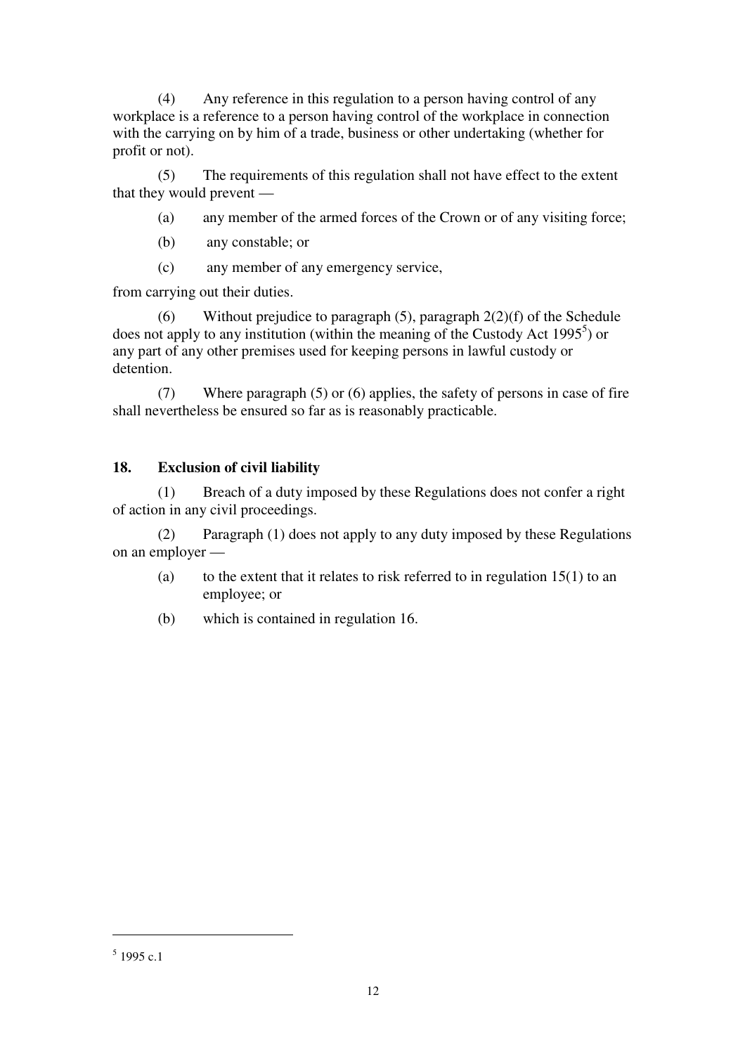(4) Any reference in this regulation to a person having control of any workplace is a reference to a person having control of the workplace in connection with the carrying on by him of a trade, business or other undertaking (whether for profit or not).

(5) The requirements of this regulation shall not have effect to the extent that they would prevent —

(a) any member of the armed forces of the Crown or of any visiting force;

(b) any constable; or

(c) any member of any emergency service,

from carrying out their duties.

(6) Without prejudice to paragraph (5), paragraph 2(2)(f) of the Schedule does not apply to any institution (within the meaning of the Custody Act 1995[5]) or any part of any other premises used for keeping persons in lawful custody or detention.

(7) Where paragraph (5) or (6) applies, the safety of persons in case of fire shall nevertheless be ensured so far as is reasonably practicable.

## 18. Exclusion of civil liability

(1) Breach of a duty imposed by these Regulations does not confer a right of action in any civil proceedings.

(2) Paragraph (1) does not apply to any duty imposed by these Regulations on an employer —

(a) to the extent that it relates to risk referred to in regulation 15(1) to an employee; or

(b) which is contained in regulation 16.

---

[5] 1995 c.1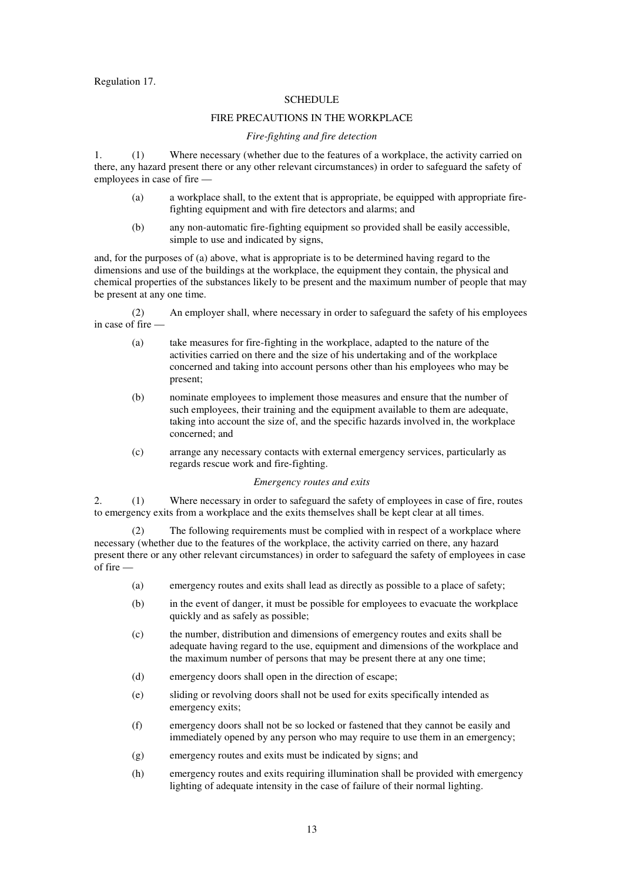Regulation 17.

# SCHEDULE

## FIRE PRECAUTIONS IN THE WORKPLACE

### *Fire-fighting and fire detection*

1. (1) Where necessary (whether due to the features of a workplace, the activity carried on there, any hazard present there or any other relevant circumstances) in order to safeguard the safety of employees in case of fire —

   (a) a workplace shall, to the extent that is appropriate, be equipped with appropriate fire-fighting equipment and with fire detectors and alarms; and

   (b) any non-automatic fire-fighting equipment so provided shall be easily accessible, simple to use and indicated by signs,

and, for the purposes of (a) above, what is appropriate is to be determined having regard to the dimensions and use of the buildings at the workplace, the equipment they contain, the physical and chemical properties of the substances likely to be present and the maximum number of people that may be present at any one time.

(2) An employer shall, where necessary in order to safeguard the safety of his employees in case of fire —

   (a) take measures for fire-fighting in the workplace, adapted to the nature of the activities carried on there and the size of his undertaking and of the workplace concerned and taking into account persons other than his employees who may be present;

   (b) nominate employees to implement those measures and ensure that the number of such employees, their training and the equipment available to them are adequate, taking into account the size of, and the specific hazards involved in, the workplace concerned; and

   (c) arrange any necessary contacts with external emergency services, particularly as regards rescue work and fire-fighting.

### *Emergency routes and exits*

2. (1) Where necessary in order to safeguard the safety of employees in case of fire, routes to emergency exits from a workplace and the exits themselves shall be kept clear at all times.

(2) The following requirements must be complied with in respect of a workplace where necessary (whether due to the features of the workplace, the activity carried on there, any hazard present there or any other relevant circumstances) in order to safeguard the safety of employees in case of fire —

   (a) emergency routes and exits shall lead as directly as possible to a place of safety;

   (b) in the event of danger, it must be possible for employees to evacuate the workplace quickly and as safely as possible;

   (c) the number, distribution and dimensions of emergency routes and exits shall be adequate having regard to the use, equipment and dimensions of the workplace and the maximum number of persons that may be present there at any one time;

   (d) emergency doors shall open in the direction of escape;

   (e) sliding or revolving doors shall not be used for exits specifically intended as emergency exits;

   (f) emergency doors shall not be so locked or fastened that they cannot be easily and immediately opened by any person who may require to use them in an emergency;

   (g) emergency routes and exits must be indicated by signs; and

   (h) emergency routes and exits requiring illumination shall be provided with emergency lighting of adequate intensity in the case of failure of their normal lighting.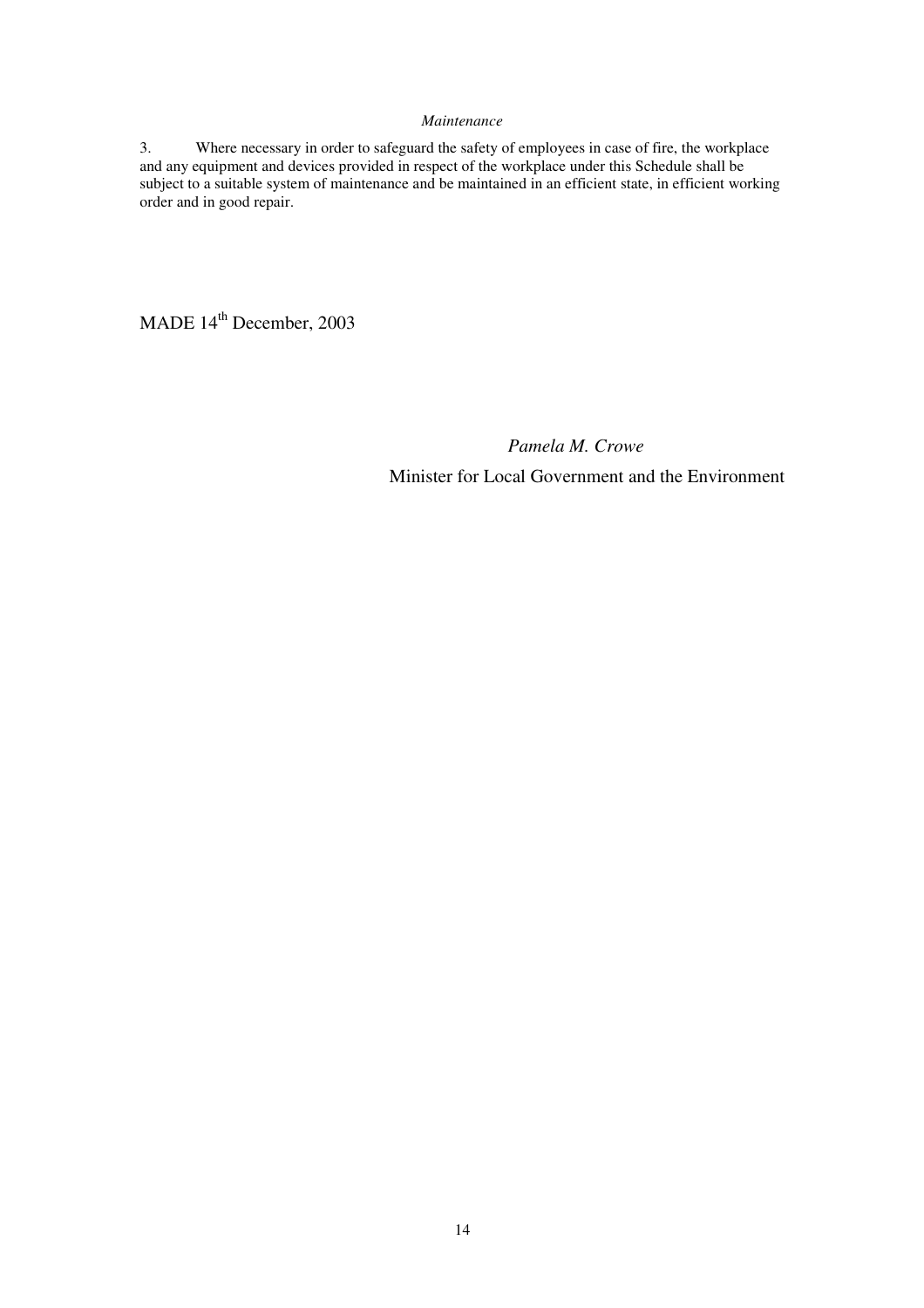*Maintenance*

3. Where necessary in order to safeguard the safety of employees in case of fire, the workplace and any equipment and devices provided in respect of the workplace under this Schedule shall be subject to a suitable system of maintenance and be maintained in an efficient state, in efficient working order and in good repair.

MADE 14th December, 2003

*Pamela M. Crowe*

Minister for Local Government and the Environment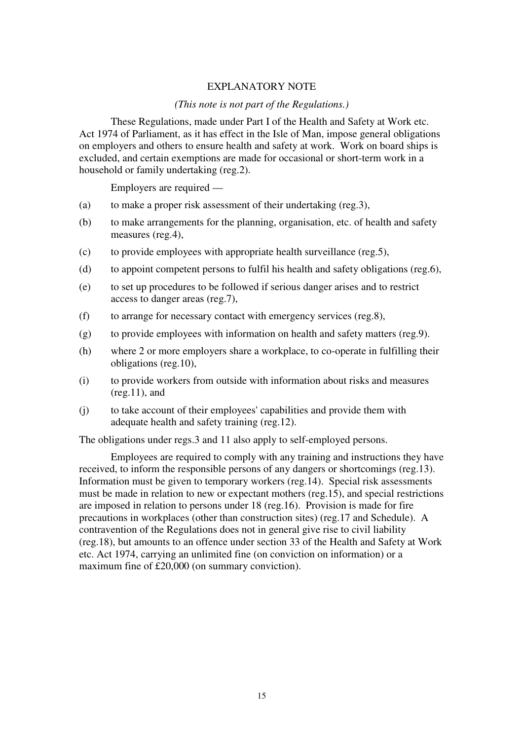# EXPLANATORY NOTE

*(This note is not part of the Regulations.)*

These Regulations, made under Part I of the Health and Safety at Work etc. Act 1974 of Parliament, as it has effect in the Isle of Man, impose general obligations on employers and others to ensure health and safety at work. Work on board ships is excluded, and certain exemptions are made for occasional or short-term work in a household or family undertaking (reg.2).

Employers are required —

(a) to make a proper risk assessment of their undertaking (reg.3),

(b) to make arrangements for the planning, organisation, etc. of health and safety measures (reg.4),

(c) to provide employees with appropriate health surveillance (reg.5),

(d) to appoint competent persons to fulfil his health and safety obligations (reg.6),

(e) to set up procedures to be followed if serious danger arises and to restrict access to danger areas (reg.7),

(f) to arrange for necessary contact with emergency services (reg.8),

(g) to provide employees with information on health and safety matters (reg.9).

(h) where 2 or more employers share a workplace, to co-operate in fulfilling their obligations (reg.10),

(i) to provide workers from outside with information about risks and measures (reg.11), and

(j) to take account of their employees' capabilities and provide them with adequate health and safety training (reg.12).

The obligations under regs.3 and 11 also apply to self-employed persons.

Employees are required to comply with any training and instructions they have received, to inform the responsible persons of any dangers or shortcomings (reg.13). Information must be given to temporary workers (reg.14). Special risk assessments must be made in relation to new or expectant mothers (reg.15), and special restrictions are imposed in relation to persons under 18 (reg.16). Provision is made for fire precautions in workplaces (other than construction sites) (reg.17 and Schedule). A contravention of the Regulations does not in general give rise to civil liability (reg.18), but amounts to an offence under section 33 of the Health and Safety at Work etc. Act 1974, carrying an unlimited fine (on conviction on information) or a maximum fine of £20,000 (on summary conviction).